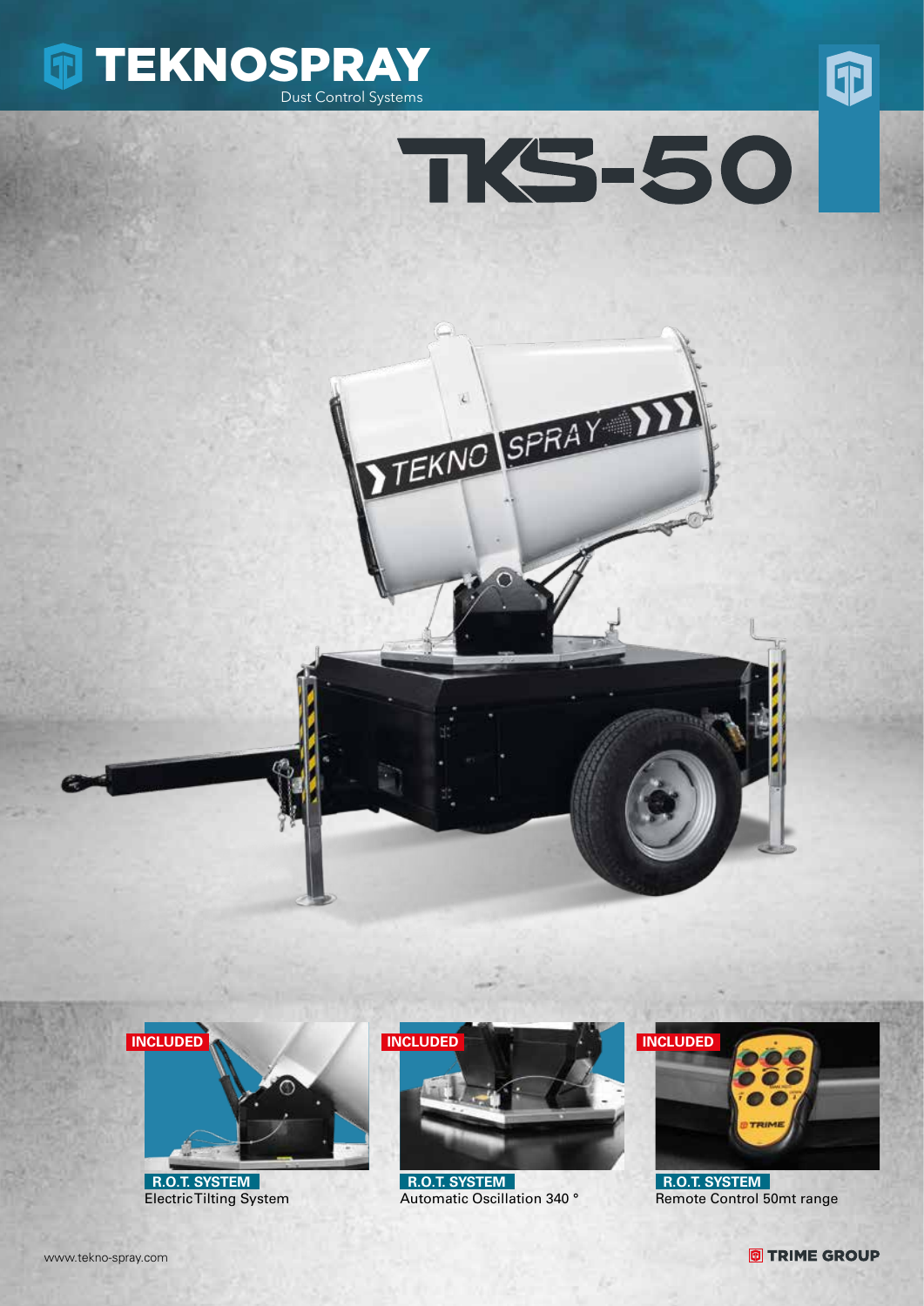# TEKNOSPRAY

Dust Control Systems

# TKS-50

**INCLUDED**

**R.O.T. SYSTEM**
Electric Tilting System

**INCLUDED**

**R.O.T. SYSTEM**
Automatic Oscillation 340 °

**INCLUDED**

**R.O.T. SYSTEM**
Remote Control 50mt range

www.tekno-spray.com

TRIME GROUP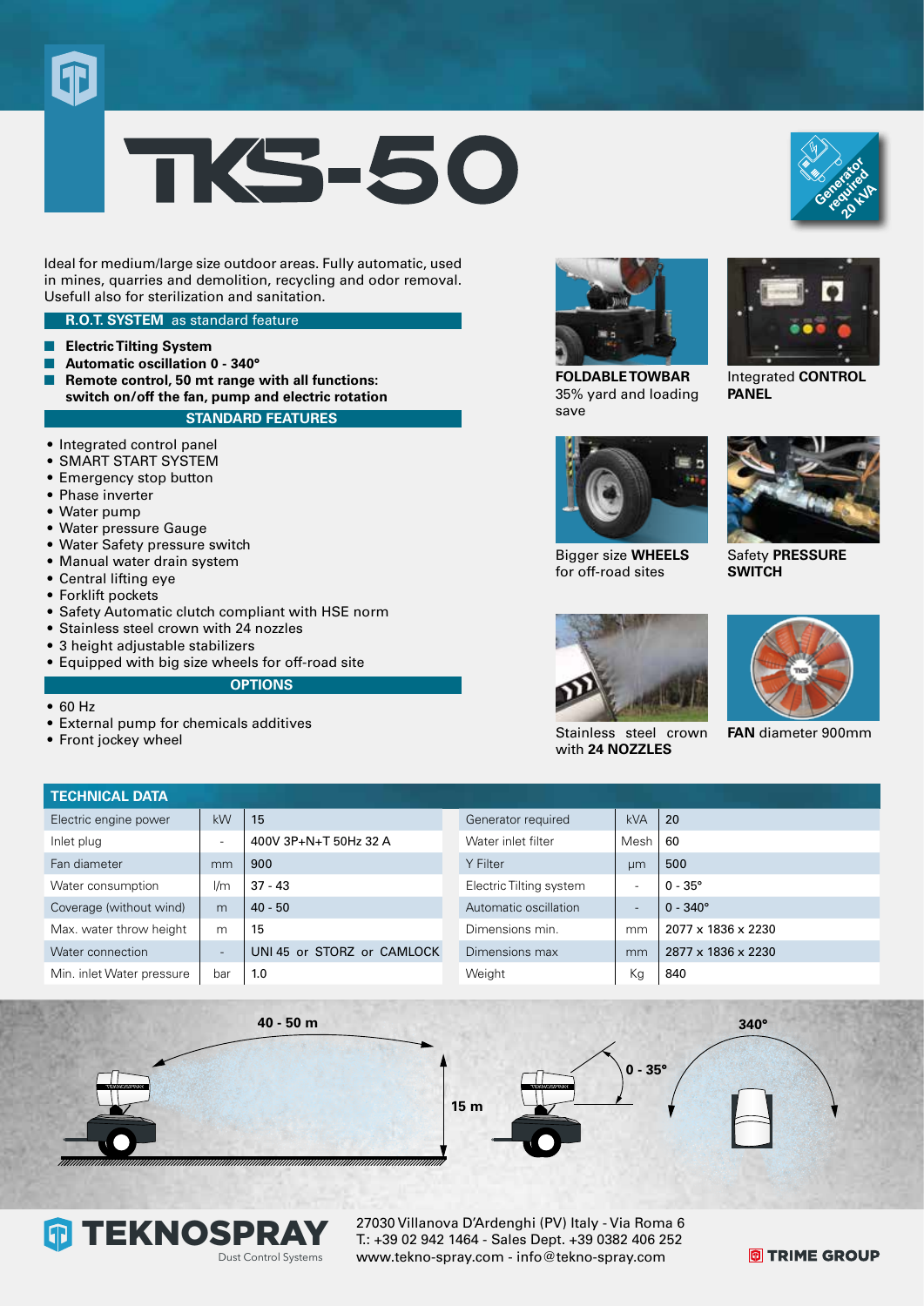# TKS-50

Generator required 20 kVA

Ideal for medium/large size outdoor areas. Fully automatic, used in mines, quarries and demolition, recycling and odor removal. Usefull also for sterilization and sanitation.

**R.O.T. SYSTEM** as standard feature

- **Electric Tilting System**
- **Automatic oscillation 0 - 340°**
- **Remote control, 50 mt range with all functions: switch on/off the fan, pump and electric rotation**

## STANDARD FEATURES

- Integrated control panel
- SMART START SYSTEM
- Emergency stop button
- Phase inverter
- Water pump
- Water pressure Gauge
- Water Safety pressure switch
- Manual water drain system
- Central lifting eye
- Forklift pockets
- Safety Automatic clutch compliant with HSE norm
- Stainless steel crown with 24 nozzles
- 3 height adjustable stabilizers
- Equipped with big size wheels for off-road site

## OPTIONS

- 60 Hz
- External pump for chemicals additives
- Front jockey wheel

**FOLDABLE TOWBAR** 35% yard and loading save

Integrated **CONTROL PANEL**

Bigger size **WHEELS** for off-road sites

Safety **PRESSURE SWITCH**

Stainless steel crown with **24 NOZZLES**

**FAN** diameter 900mm

## TECHNICAL DATA

| | | | | | |
|---|---|---|---|---|---|
| Electric engine power | kW | 15 | Generator required | kVA | 20 |
| Inlet plug | - | 400V 3P+N+T 50Hz 32 A | Water inlet filter | Mesh | 60 |
| Fan diameter | mm | 900 | Y Filter | µm | 500 |
| Water consumption | l/m | 37 - 43 | Electric Tilting system | - | 0 - 35° |
| Coverage (without wind) | m | 40 - 50 | Automatic oscillation | - | 0 - 340° |
| Max. water throw height | m | 15 | Dimensions min. | mm | 2077 x 1836 x 2230 |
| Water connection | - | UNI 45 or STORZ or CAMLOCK | Dimensions max | mm | 2877 x 1836 x 2230 |
| Min. inlet Water pressure | bar | 1.0 | Weight | Kg | 840 |

40 - 50 m

15 m

0 - 35°

340°

**TEKNOSPRAY** Dust Control Systems

27030 Villanova D'Ardenghi (PV) Italy - Via Roma 6
T.: +39 02 942 1464 - Sales Dept. +39 0382 406 252
www.tekno-spray.com - info@tekno-spray.com

TRIME GROUP